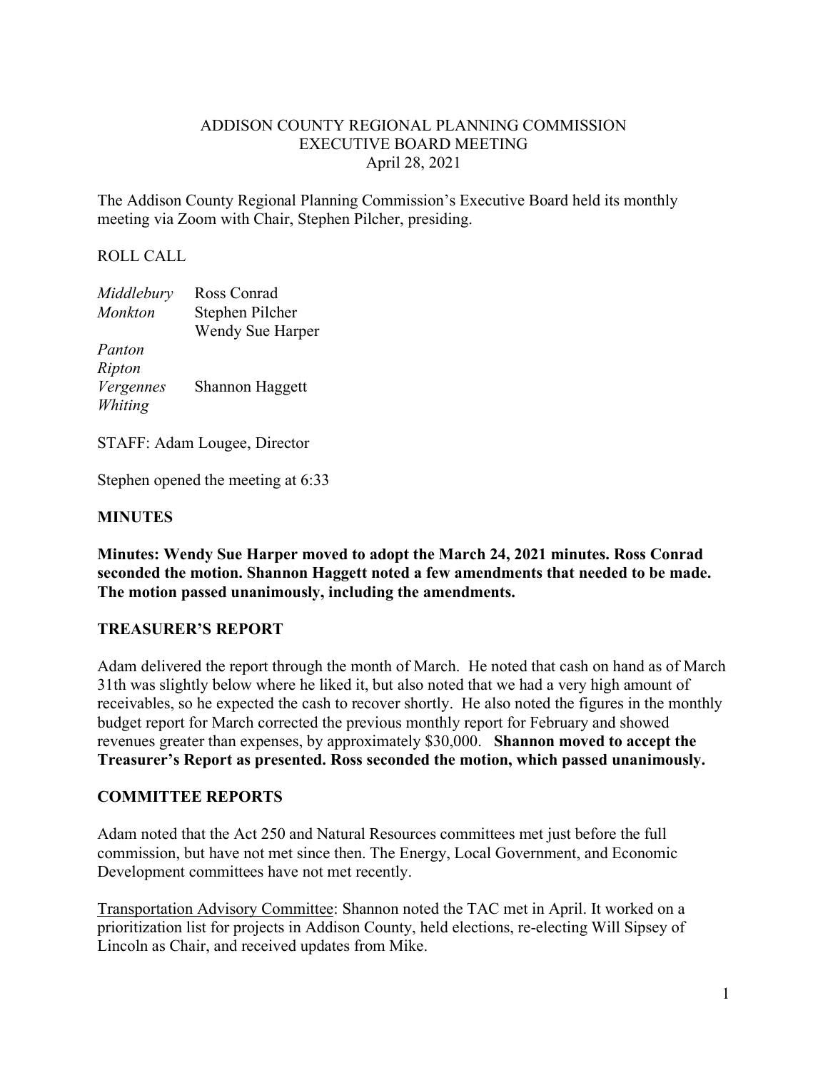# ADDISON COUNTY REGIONAL PLANNING COMMISSION
## EXECUTIVE BOARD MEETING
### April 28, 2021

The Addison County Regional Planning Commission's Executive Board held its monthly meeting via Zoom with Chair, Stephen Pilcher, presiding.

ROLL CALL

| | |
|---|---|
| *Middlebury* | Ross Conrad |
| *Monkton* | Stephen Pilcher |
| | Wendy Sue Harper |
| *Panton* | |
| *Ripton* | |
| *Vergennes* | Shannon Haggett |
| *Whiting* | |

STAFF: Adam Lougee, Director

Stephen opened the meeting at 6:33

## MINUTES

**Minutes: Wendy Sue Harper moved to adopt the March 24, 2021 minutes. Ross Conrad seconded the motion. Shannon Haggett noted a few amendments that needed to be made. The motion passed unanimously, including the amendments.**

## TREASURER'S REPORT

Adam delivered the report through the month of March. He noted that cash on hand as of March 31th was slightly below where he liked it, but also noted that we had a very high amount of receivables, so he expected the cash to recover shortly. He also noted the figures in the monthly budget report for March corrected the previous monthly report for February and showed revenues greater than expenses, by approximately $30,000. **Shannon moved to accept the Treasurer's Report as presented. Ross seconded the motion, which passed unanimously.**

## COMMITTEE REPORTS

Adam noted that the Act 250 and Natural Resources committees met just before the full commission, but have not met since then. The Energy, Local Government, and Economic Development committees have not met recently.

<u>Transportation Advisory Committee</u>: Shannon noted the TAC met in April. It worked on a prioritization list for projects in Addison County, held elections, re-electing Will Sipsey of Lincoln as Chair, and received updates from Mike.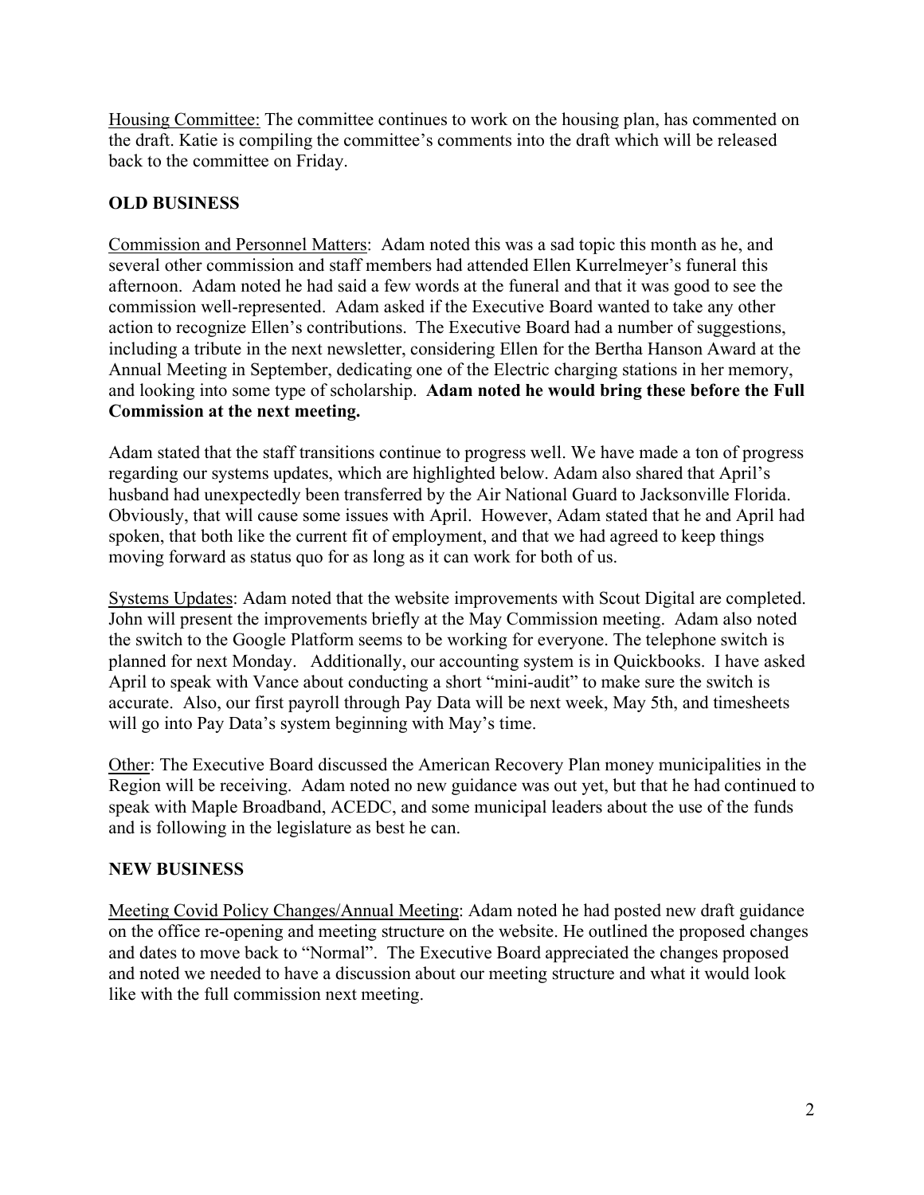Housing Committee: The committee continues to work on the housing plan, has commented on the draft. Katie is compiling the committee's comments into the draft which will be released back to the committee on Friday.

## OLD BUSINESS

Commission and Personnel Matters: Adam noted this was a sad topic this month as he, and several other commission and staff members had attended Ellen Kurrelmeyer's funeral this afternoon. Adam noted he had said a few words at the funeral and that it was good to see the commission well-represented. Adam asked if the Executive Board wanted to take any other action to recognize Ellen's contributions. The Executive Board had a number of suggestions, including a tribute in the next newsletter, considering Ellen for the Bertha Hanson Award at the Annual Meeting in September, dedicating one of the Electric charging stations in her memory, and looking into some type of scholarship. **Adam noted he would bring these before the Full Commission at the next meeting.**

Adam stated that the staff transitions continue to progress well. We have made a ton of progress regarding our systems updates, which are highlighted below. Adam also shared that April's husband had unexpectedly been transferred by the Air National Guard to Jacksonville Florida. Obviously, that will cause some issues with April. However, Adam stated that he and April had spoken, that both like the current fit of employment, and that we had agreed to keep things moving forward as status quo for as long as it can work for both of us.

Systems Updates: Adam noted that the website improvements with Scout Digital are completed. John will present the improvements briefly at the May Commission meeting. Adam also noted the switch to the Google Platform seems to be working for everyone. The telephone switch is planned for next Monday. Additionally, our accounting system is in Quickbooks. I have asked April to speak with Vance about conducting a short "mini-audit" to make sure the switch is accurate. Also, our first payroll through Pay Data will be next week, May 5th, and timesheets will go into Pay Data's system beginning with May's time.

Other: The Executive Board discussed the American Recovery Plan money municipalities in the Region will be receiving. Adam noted no new guidance was out yet, but that he had continued to speak with Maple Broadband, ACEDC, and some municipal leaders about the use of the funds and is following in the legislature as best he can.

## NEW BUSINESS

Meeting Covid Policy Changes/Annual Meeting: Adam noted he had posted new draft guidance on the office re-opening and meeting structure on the website. He outlined the proposed changes and dates to move back to "Normal". The Executive Board appreciated the changes proposed and noted we needed to have a discussion about our meeting structure and what it would look like with the full commission next meeting.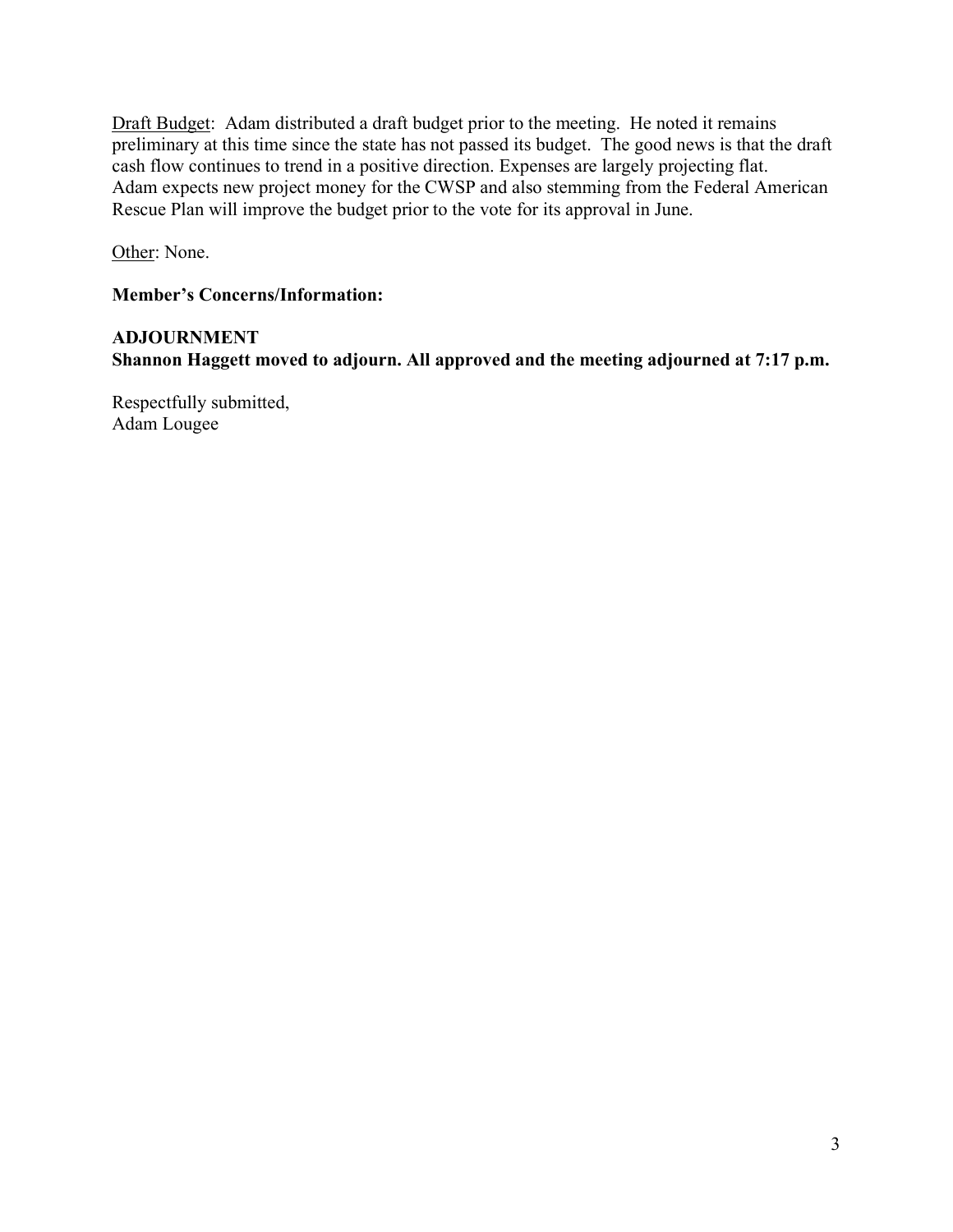Draft Budget: Adam distributed a draft budget prior to the meeting. He noted it remains preliminary at this time since the state has not passed its budget. The good news is that the draft cash flow continues to trend in a positive direction. Expenses are largely projecting flat. Adam expects new project money for the CWSP and also stemming from the Federal American Rescue Plan will improve the budget prior to the vote for its approval in June.

Other: None.

**Member's Concerns/Information:**

**ADJOURNMENT**

**Shannon Haggett moved to adjourn. All approved and the meeting adjourned at 7:17 p.m.**

Respectfully submitted,
Adam Lougee